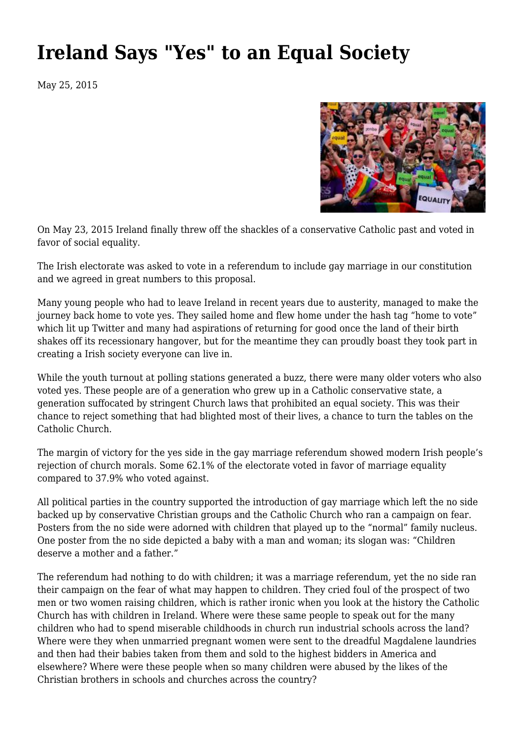# Ireland Says "Yes" to an Equal Society

May 25, 2015

On May 23, 2015 Ireland finally threw off the shackles of a conservative Catholic past and voted in favor of social equality.

The Irish electorate was asked to vote in a referendum to include gay marriage in our constitution and we agreed in great numbers to this proposal.

Many young people who had to leave Ireland in recent years due to austerity, managed to make the journey back home to vote yes. They sailed home and flew home under the hash tag "home to vote" which lit up Twitter and many had aspirations of returning for good once the land of their birth shakes off its recessionary hangover, but for the meantime they can proudly boast they took part in creating a Irish society everyone can live in.

While the youth turnout at polling stations generated a buzz, there were many older voters who also voted yes. These people are of a generation who grew up in a Catholic conservative state, a generation suffocated by stringent Church laws that prohibited an equal society. This was their chance to reject something that had blighted most of their lives, a chance to turn the tables on the Catholic Church.

The margin of victory for the yes side in the gay marriage referendum showed modern Irish people's rejection of church morals. Some 62.1% of the electorate voted in favor of marriage equality compared to 37.9% who voted against.

All political parties in the country supported the introduction of gay marriage which left the no side backed up by conservative Christian groups and the Catholic Church who ran a campaign on fear. Posters from the no side were adorned with children that played up to the "normal" family nucleus. One poster from the no side depicted a baby with a man and woman; its slogan was: "Children deserve a mother and a father."

The referendum had nothing to do with children; it was a marriage referendum, yet the no side ran their campaign on the fear of what may happen to children. They cried foul of the prospect of two men or two women raising children, which is rather ironic when you look at the history the Catholic Church has with children in Ireland. Where were these same people to speak out for the many children who had to spend miserable childhoods in church run industrial schools across the land? Where were they when unmarried pregnant women were sent to the dreadful Magdalene laundries and then had their babies taken from them and sold to the highest bidders in America and elsewhere? Where were these people when so many children were abused by the likes of the Christian brothers in schools and churches across the country?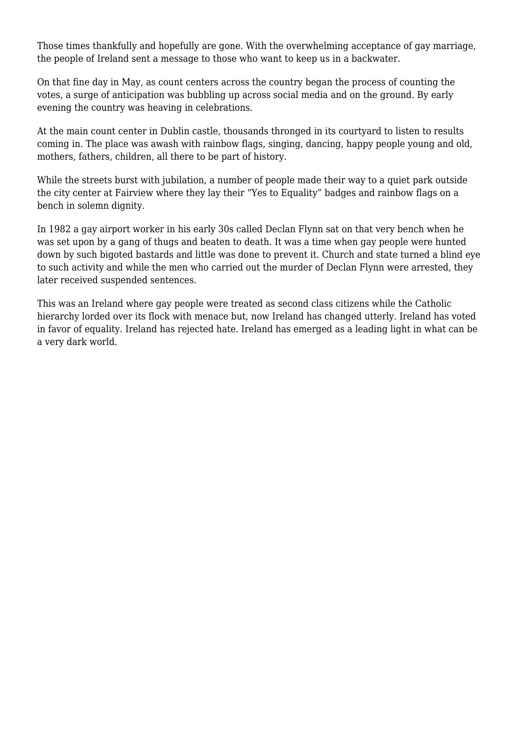Those times thankfully and hopefully are gone. With the overwhelming acceptance of gay marriage, the people of Ireland sent a message to those who want to keep us in a backwater.

On that fine day in May, as count centers across the country began the process of counting the votes, a surge of anticipation was bubbling up across social media and on the ground. By early evening the country was heaving in celebrations.

At the main count center in Dublin castle, thousands thronged in its courtyard to listen to results coming in. The place was awash with rainbow flags, singing, dancing, happy people young and old, mothers, fathers, children, all there to be part of history.

While the streets burst with jubilation, a number of people made their way to a quiet park outside the city center at Fairview where they lay their "Yes to Equality" badges and rainbow flags on a bench in solemn dignity.

In 1982 a gay airport worker in his early 30s called Declan Flynn sat on that very bench when he was set upon by a gang of thugs and beaten to death. It was a time when gay people were hunted down by such bigoted bastards and little was done to prevent it. Church and state turned a blind eye to such activity and while the men who carried out the murder of Declan Flynn were arrested, they later received suspended sentences.

This was an Ireland where gay people were treated as second class citizens while the Catholic hierarchy lorded over its flock with menace but, now Ireland has changed utterly. Ireland has voted in favor of equality. Ireland has rejected hate. Ireland has emerged as a leading light in what can be a very dark world.